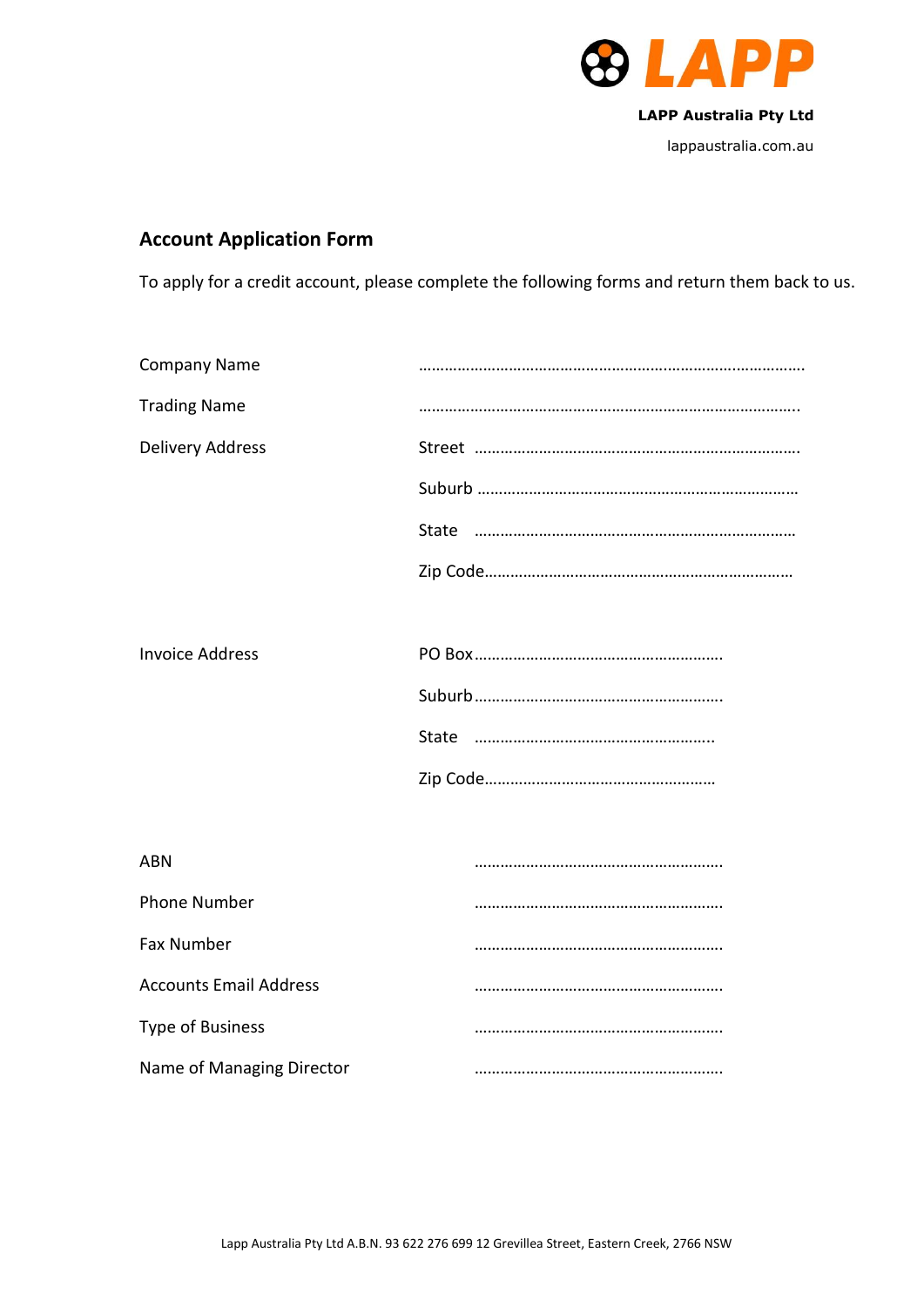LAPP

**LAPP Australia Pty Ltd**

lappaustralia.com.au

## Account Application Form

To apply for a credit account, please complete the following forms and return them back to us.

Company Name ……………………………………………………………………………….

Trading Name ……………………………………………………………………………….

Delivery Address
Street ………………………………………………………………….
Suburb ………………………………………………………………….
State ………………………………………………………………….
Zip Code………………………………………………………………….

Invoice Address
PO Box………………………………………………….
Suburb………………………………………………….
State ………………………………………………….
Zip Code………………………………………………….

ABN ………………………………………………….

Phone Number ………………………………………………….

Fax Number ………………………………………………….

Accounts Email Address ………………………………………………….

Type of Business ………………………………………………….

Name of Managing Director ………………………………………………….

Lapp Australia Pty Ltd A.B.N. 93 622 276 699 12 Grevillea Street, Eastern Creek, 2766 NSW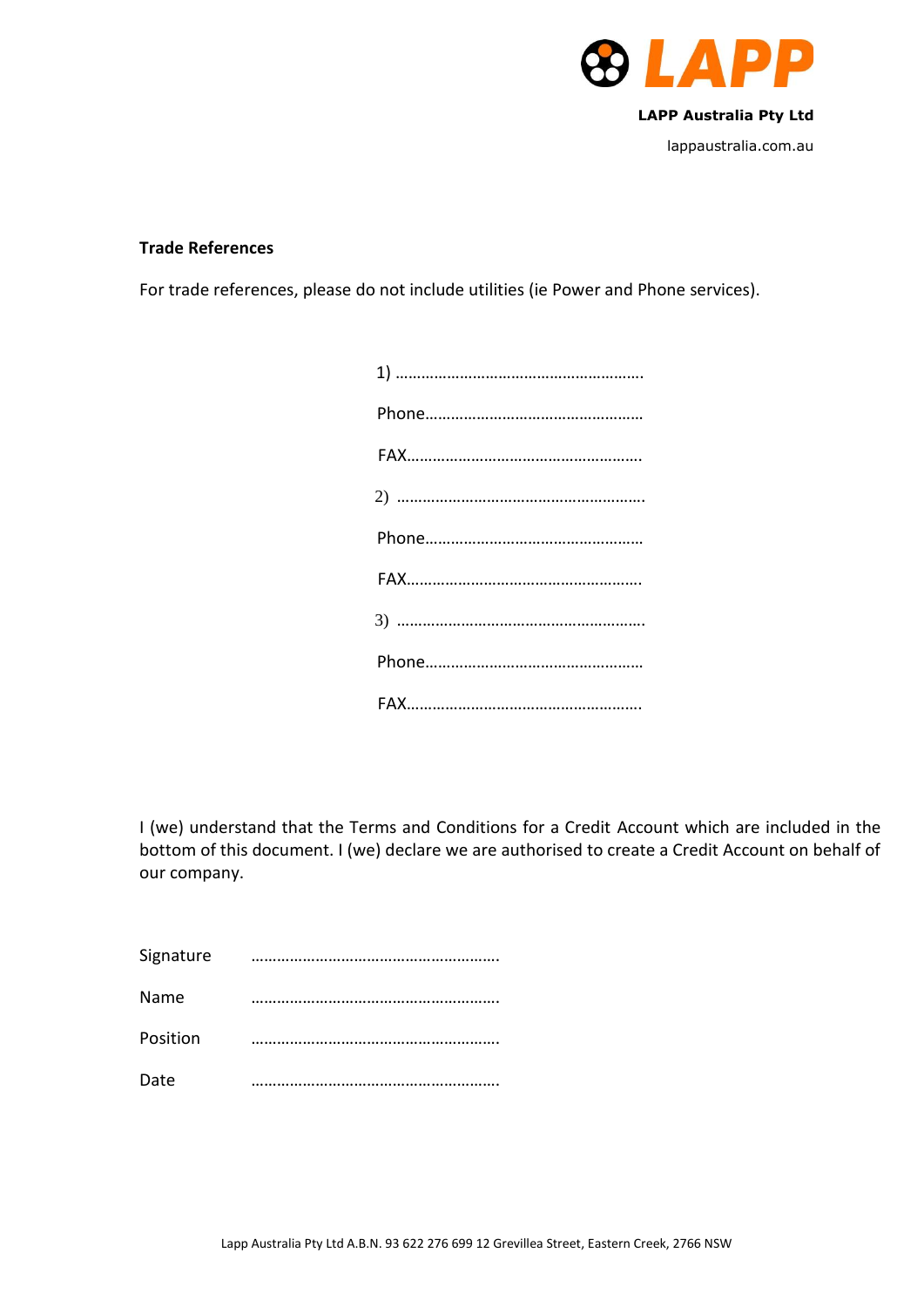LAPP Australia Pty Ltd

lappaustralia.com.au

**Trade References**

For trade references, please do not include utilities (ie Power and Phone services).

1) …………………………………………………

Phone……………………………………………

FAX………………………………………………

2) …………………………………………………

Phone……………………………………………

FAX………………………………………………

3) …………………………………………………

Phone……………………………………………

FAX………………………………………………

I (we) understand that the Terms and Conditions for a Credit Account which are included in the bottom of this document. I (we) declare we are authorised to create a Credit Account on behalf of our company.

Signature …………………………………………………

Name …………………………………………………

Position …………………………………………………

Date …………………………………………………

Lapp Australia Pty Ltd A.B.N. 93 622 276 699 12 Grevillea Street, Eastern Creek, 2766 NSW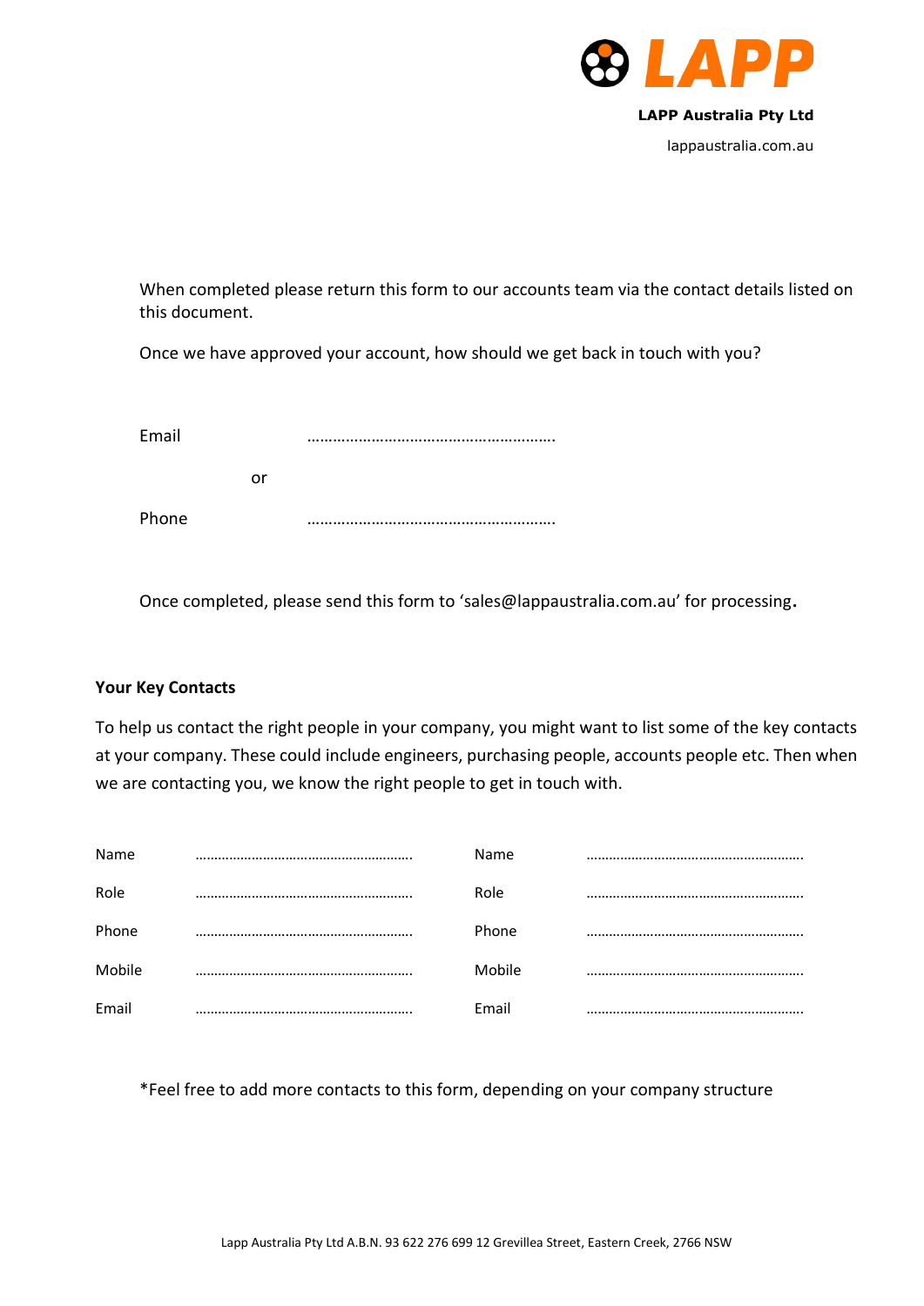**LAPP Australia Pty Ltd**

lappaustralia.com.au

When completed please return this form to our accounts team via the contact details listed on this document.

Once we have approved your account, how should we get back in touch with you?

Email ………………………………………………….

or

Phone ………………………………………………….

Once completed, please send this form to 'sales@lappaustralia.com.au' for processing.

**Your Key Contacts**

To help us contact the right people in your company, you might want to list some of the key contacts at your company. These could include engineers, purchasing people, accounts people etc. Then when we are contacting you, we know the right people to get in touch with.

| | | | |
|---|---|---|---|
| Name | …………………………………………………. | Name | …………………………………………………. |
| Role | …………………………………………………. | Role | …………………………………………………. |
| Phone | …………………………………………………. | Phone | …………………………………………………. |
| Mobile | …………………………………………………. | Mobile | …………………………………………………. |
| Email | …………………………………………………. | Email | …………………………………………………. |

*Feel free to add more contacts to this form, depending on your company structure

Lapp Australia Pty Ltd A.B.N. 93 622 276 699 12 Grevillea Street, Eastern Creek, 2766 NSW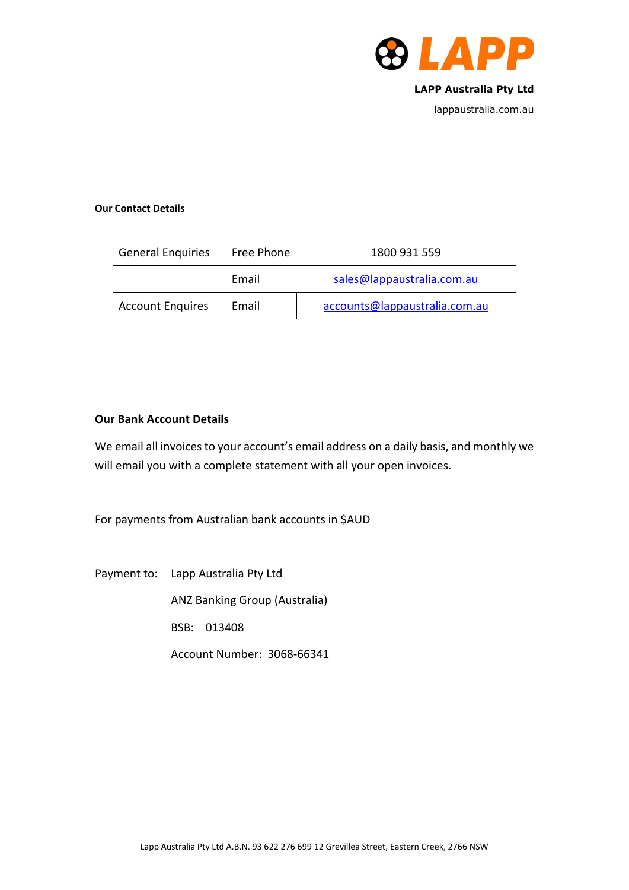**LAPP Australia Pty Ltd**

lappaustralia.com.au

**Our Contact Details**

| General Enquiries | Free Phone | 1800 931 559 |
|---|---|---|
| | Email | sales@lappaustralia.com.au |
| Account Enquires | Email | accounts@lappaustralia.com.au |

**Our Bank Account Details**

We email all invoices to your account's email address on a daily basis, and monthly we will email you with a complete statement with all your open invoices.

For payments from Australian bank accounts in $AUD

Payment to: Lapp Australia Pty Ltd

ANZ Banking Group (Australia)

BSB: 013408

Account Number: 3068-66341

Lapp Australia Pty Ltd A.B.N. 93 622 276 699 12 Grevillea Street, Eastern Creek, 2766 NSW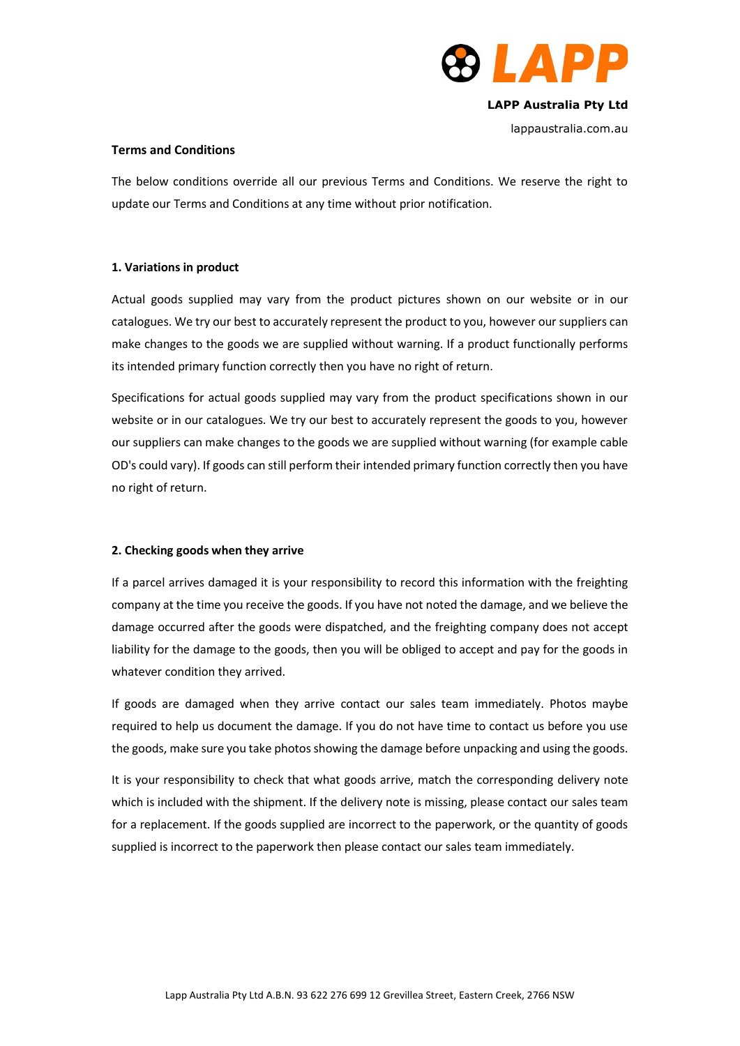**LAPP Australia Pty Ltd**

lappaustralia.com.au

**Terms and Conditions**

The below conditions override all our previous Terms and Conditions. We reserve the right to update our Terms and Conditions at any time without prior notification.

**1. Variations in product**

Actual goods supplied may vary from the product pictures shown on our website or in our catalogues. We try our best to accurately represent the product to you, however our suppliers can make changes to the goods we are supplied without warning. If a product functionally performs its intended primary function correctly then you have no right of return.

Specifications for actual goods supplied may vary from the product specifications shown in our website or in our catalogues. We try our best to accurately represent the goods to you, however our suppliers can make changes to the goods we are supplied without warning (for example cable OD's could vary). If goods can still perform their intended primary function correctly then you have no right of return.

**2. Checking goods when they arrive**

If a parcel arrives damaged it is your responsibility to record this information with the freighting company at the time you receive the goods. If you have not noted the damage, and we believe the damage occurred after the goods were dispatched, and the freighting company does not accept liability for the damage to the goods, then you will be obliged to accept and pay for the goods in whatever condition they arrived.

If goods are damaged when they arrive contact our sales team immediately. Photos maybe required to help us document the damage. If you do not have time to contact us before you use the goods, make sure you take photos showing the damage before unpacking and using the goods.

It is your responsibility to check that what goods arrive, match the corresponding delivery note which is included with the shipment. If the delivery note is missing, please contact our sales team for a replacement. If the goods supplied are incorrect to the paperwork, or the quantity of goods supplied is incorrect to the paperwork then please contact our sales team immediately.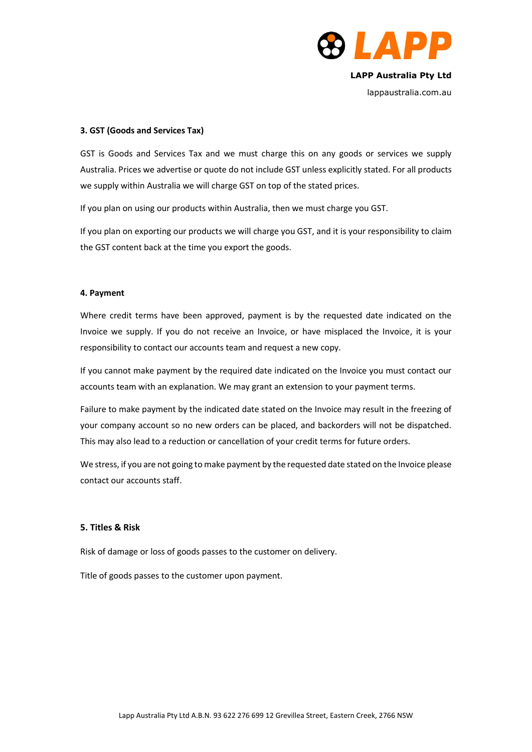### 3. GST (Goods and Services Tax)

GST is Goods and Services Tax and we must charge this on any goods or services we supply Australia. Prices we advertise or quote do not include GST unless explicitly stated. For all products we supply within Australia we will charge GST on top of the stated prices.

If you plan on using our products within Australia, then we must charge you GST.

If you plan on exporting our products we will charge you GST, and it is your responsibility to claim the GST content back at the time you export the goods.

### 4. Payment

Where credit terms have been approved, payment is by the requested date indicated on the Invoice we supply. If you do not receive an Invoice, or have misplaced the Invoice, it is your responsibility to contact our accounts team and request a new copy.

If you cannot make payment by the required date indicated on the Invoice you must contact our accounts team with an explanation. We may grant an extension to your payment terms.

Failure to make payment by the indicated date stated on the Invoice may result in the freezing of your company account so no new orders can be placed, and backorders will not be dispatched. This may also lead to a reduction or cancellation of your credit terms for future orders.

We stress, if you are not going to make payment by the requested date stated on the Invoice please contact our accounts staff.

### 5. Titles & Risk

Risk of damage or loss of goods passes to the customer on delivery.

Title of goods passes to the customer upon payment.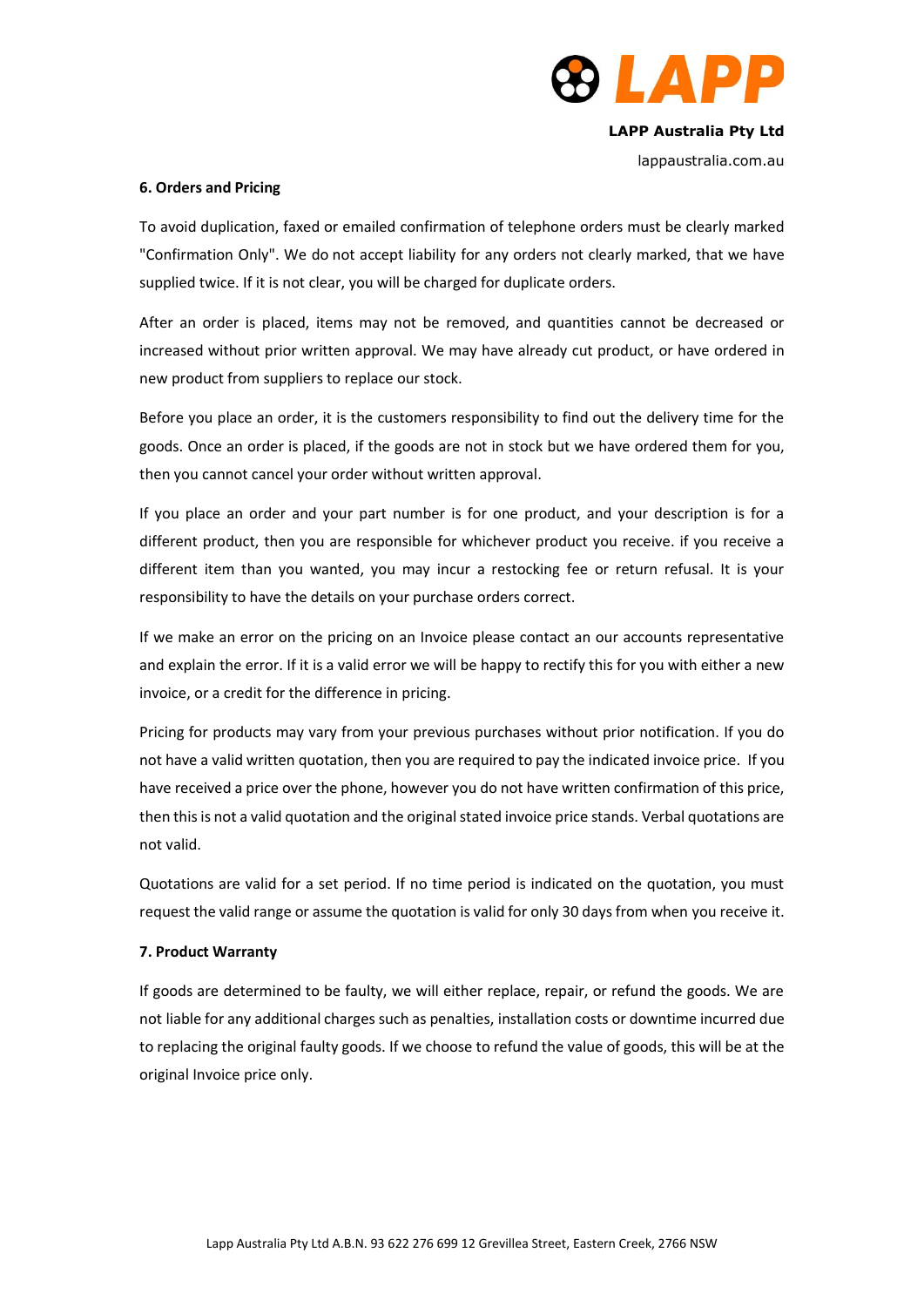## 6. Orders and Pricing

To avoid duplication, faxed or emailed confirmation of telephone orders must be clearly marked "Confirmation Only". We do not accept liability for any orders not clearly marked, that we have supplied twice. If it is not clear, you will be charged for duplicate orders.

After an order is placed, items may not be removed, and quantities cannot be decreased or increased without prior written approval. We may have already cut product, or have ordered in new product from suppliers to replace our stock.

Before you place an order, it is the customers responsibility to find out the delivery time for the goods. Once an order is placed, if the goods are not in stock but we have ordered them for you, then you cannot cancel your order without written approval.

If you place an order and your part number is for one product, and your description is for a different product, then you are responsible for whichever product you receive. if you receive a different item than you wanted, you may incur a restocking fee or return refusal. It is your responsibility to have the details on your purchase orders correct.

If we make an error on the pricing on an Invoice please contact an our accounts representative and explain the error. If it is a valid error we will be happy to rectify this for you with either a new invoice, or a credit for the difference in pricing.

Pricing for products may vary from your previous purchases without prior notification. If you do not have a valid written quotation, then you are required to pay the indicated invoice price. If you have received a price over the phone, however you do not have written confirmation of this price, then this is not a valid quotation and the original stated invoice price stands. Verbal quotations are not valid.

Quotations are valid for a set period. If no time period is indicated on the quotation, you must request the valid range or assume the quotation is valid for only 30 days from when you receive it.

## 7. Product Warranty

If goods are determined to be faulty, we will either replace, repair, or refund the goods. We are not liable for any additional charges such as penalties, installation costs or downtime incurred due to replacing the original faulty goods. If we choose to refund the value of goods, this will be at the original Invoice price only.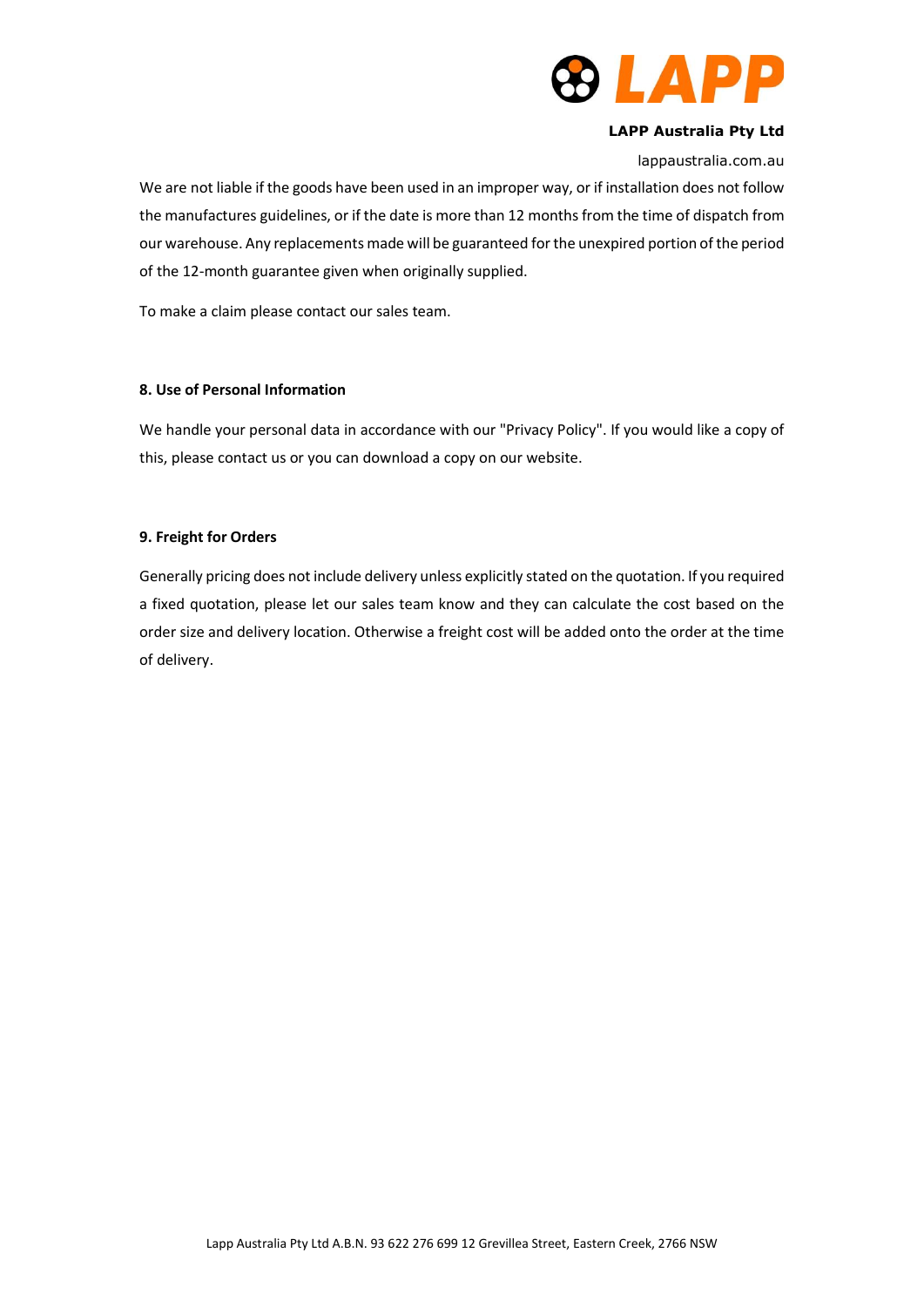We are not liable if the goods have been used in an improper way, or if installation does not follow the manufactures guidelines, or if the date is more than 12 months from the time of dispatch from our warehouse. Any replacements made will be guaranteed for the unexpired portion of the period of the 12-month guarantee given when originally supplied.

To make a claim please contact our sales team.

**8. Use of Personal Information**

We handle your personal data in accordance with our "Privacy Policy". If you would like a copy of this, please contact us or you can download a copy on our website.

**9. Freight for Orders**

Generally pricing does not include delivery unless explicitly stated on the quotation. If you required a fixed quotation, please let our sales team know and they can calculate the cost based on the order size and delivery location. Otherwise a freight cost will be added onto the order at the time of delivery.